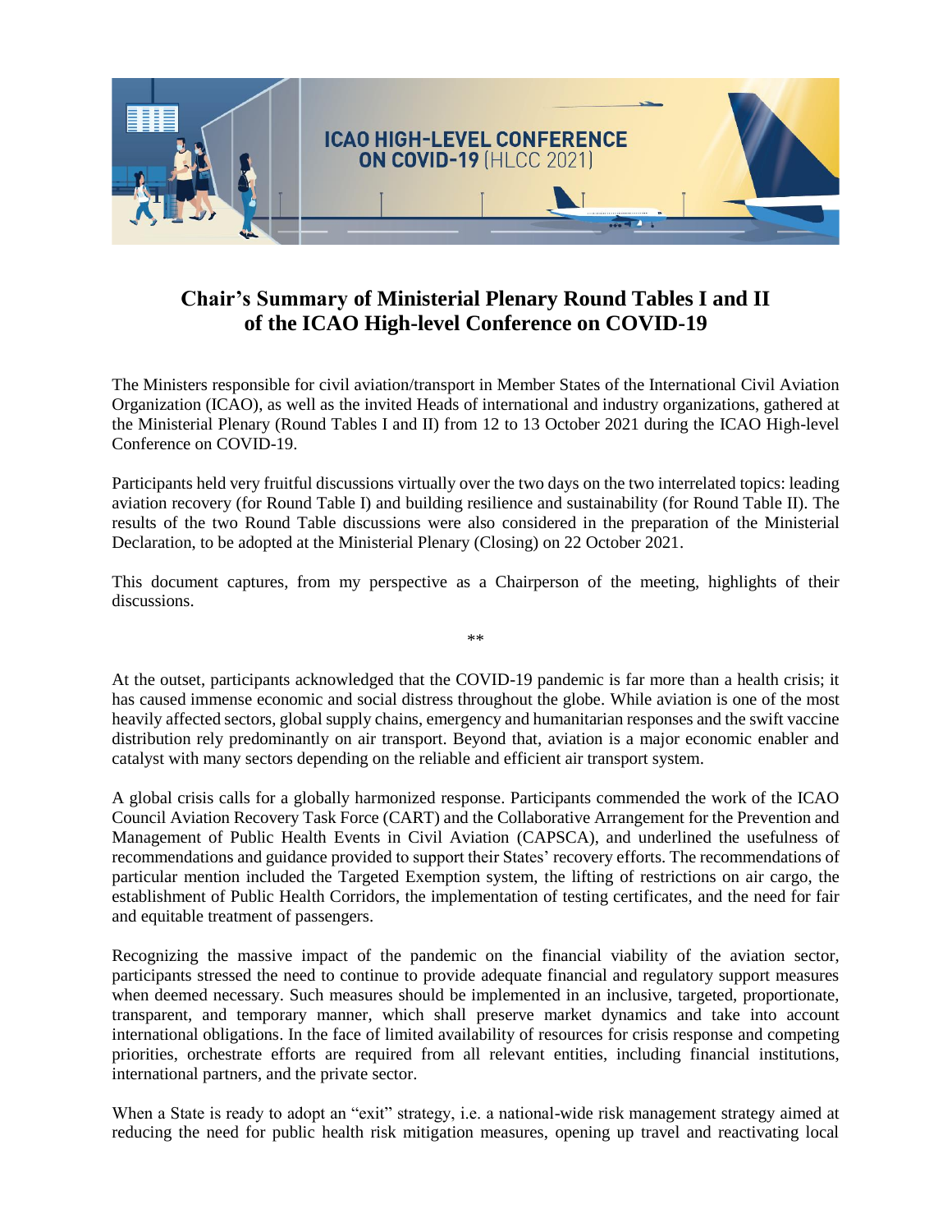# Chair's Summary of Ministerial Plenary Round Tables I and II of the ICAO High-level Conference on COVID-19

The Ministers responsible for civil aviation/transport in Member States of the International Civil Aviation Organization (ICAO), as well as the invited Heads of international and industry organizations, gathered at the Ministerial Plenary (Round Tables I and II) from 12 to 13 October 2021 during the ICAO High-level Conference on COVID-19.

Participants held very fruitful discussions virtually over the two days on the two interrelated topics: leading aviation recovery (for Round Table I) and building resilience and sustainability (for Round Table II). The results of the two Round Table discussions were also considered in the preparation of the Ministerial Declaration, to be adopted at the Ministerial Plenary (Closing) on 22 October 2021.

This document captures, from my perspective as a Chairperson of the meeting, highlights of their discussions.

**

At the outset, participants acknowledged that the COVID-19 pandemic is far more than a health crisis; it has caused immense economic and social distress throughout the globe. While aviation is one of the most heavily affected sectors, global supply chains, emergency and humanitarian responses and the swift vaccine distribution rely predominantly on air transport. Beyond that, aviation is a major economic enabler and catalyst with many sectors depending on the reliable and efficient air transport system.

A global crisis calls for a globally harmonized response. Participants commended the work of the ICAO Council Aviation Recovery Task Force (CART) and the Collaborative Arrangement for the Prevention and Management of Public Health Events in Civil Aviation (CAPSCA), and underlined the usefulness of recommendations and guidance provided to support their States' recovery efforts. The recommendations of particular mention included the Targeted Exemption system, the lifting of restrictions on air cargo, the establishment of Public Health Corridors, the implementation of testing certificates, and the need for fair and equitable treatment of passengers.

Recognizing the massive impact of the pandemic on the financial viability of the aviation sector, participants stressed the need to continue to provide adequate financial and regulatory support measures when deemed necessary. Such measures should be implemented in an inclusive, targeted, proportionate, transparent, and temporary manner, which shall preserve market dynamics and take into account international obligations. In the face of limited availability of resources for crisis response and competing priorities, orchestrate efforts are required from all relevant entities, including financial institutions, international partners, and the private sector.

When a State is ready to adopt an "exit" strategy, i.e. a national-wide risk management strategy aimed at reducing the need for public health risk mitigation measures, opening up travel and reactivating local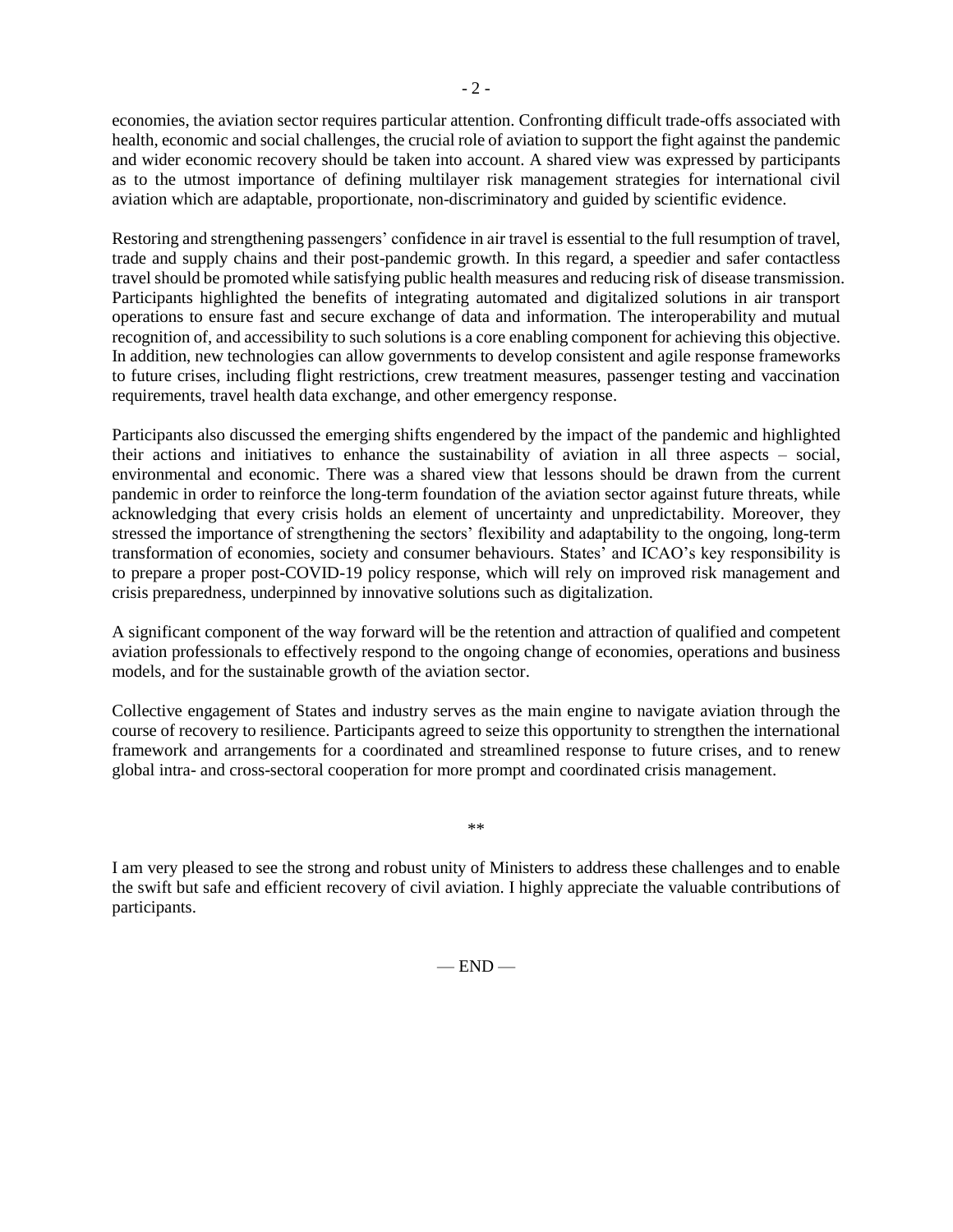economies, the aviation sector requires particular attention. Confronting difficult trade-offs associated with health, economic and social challenges, the crucial role of aviation to support the fight against the pandemic and wider economic recovery should be taken into account. A shared view was expressed by participants as to the utmost importance of defining multilayer risk management strategies for international civil aviation which are adaptable, proportionate, non-discriminatory and guided by scientific evidence.

Restoring and strengthening passengers' confidence in air travel is essential to the full resumption of travel, trade and supply chains and their post-pandemic growth. In this regard, a speedier and safer contactless travel should be promoted while satisfying public health measures and reducing risk of disease transmission. Participants highlighted the benefits of integrating automated and digitalized solutions in air transport operations to ensure fast and secure exchange of data and information. The interoperability and mutual recognition of, and accessibility to such solutions is a core enabling component for achieving this objective. In addition, new technologies can allow governments to develop consistent and agile response frameworks to future crises, including flight restrictions, crew treatment measures, passenger testing and vaccination requirements, travel health data exchange, and other emergency response.

Participants also discussed the emerging shifts engendered by the impact of the pandemic and highlighted their actions and initiatives to enhance the sustainability of aviation in all three aspects – social, environmental and economic. There was a shared view that lessons should be drawn from the current pandemic in order to reinforce the long-term foundation of the aviation sector against future threats, while acknowledging that every crisis holds an element of uncertainty and unpredictability. Moreover, they stressed the importance of strengthening the sectors' flexibility and adaptability to the ongoing, long-term transformation of economies, society and consumer behaviours. States' and ICAO's key responsibility is to prepare a proper post-COVID-19 policy response, which will rely on improved risk management and crisis preparedness, underpinned by innovative solutions such as digitalization.

A significant component of the way forward will be the retention and attraction of qualified and competent aviation professionals to effectively respond to the ongoing change of economies, operations and business models, and for the sustainable growth of the aviation sector.

Collective engagement of States and industry serves as the main engine to navigate aviation through the course of recovery to resilience. Participants agreed to seize this opportunity to strengthen the international framework and arrangements for a coordinated and streamlined response to future crises, and to renew global intra- and cross-sectoral cooperation for more prompt and coordinated crisis management.

**

I am very pleased to see the strong and robust unity of Ministers to address these challenges and to enable the swift but safe and efficient recovery of civil aviation. I highly appreciate the valuable contributions of participants.

— END —